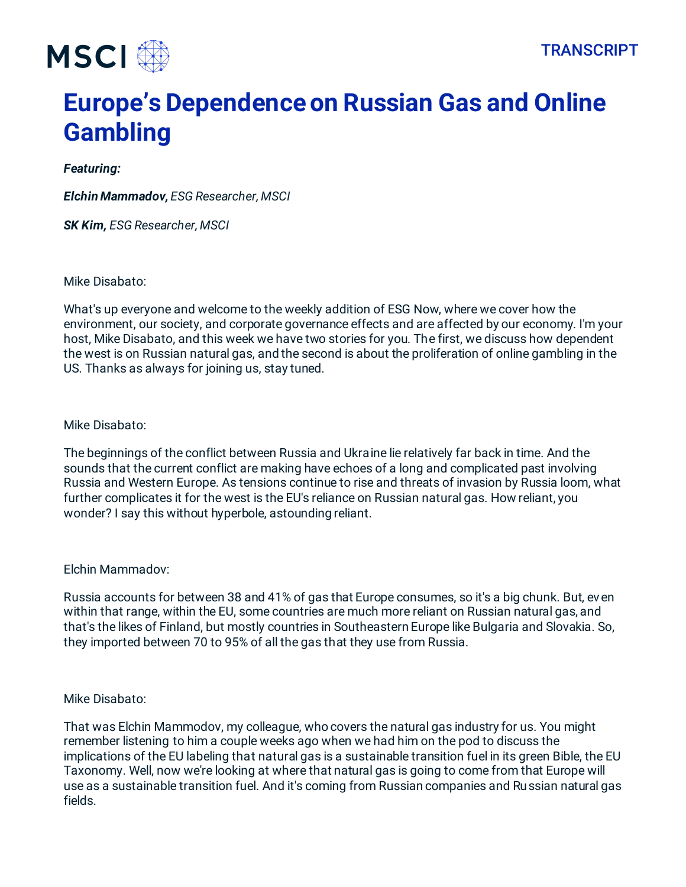# Europe's Dependence on Russian Gas and Online Gambling

***Featuring:***

***Elchin Mammadov,*** *ESG Researcher, MSCI*

***SK Kim,*** *ESG Researcher, MSCI*

Mike Disabato:

What's up everyone and welcome to the weekly addition of ESG Now, where we cover how the environment, our society, and corporate governance effects and are affected by our economy. I'm your host, Mike Disabato, and this week we have two stories for you. The first, we discuss how dependent the west is on Russian natural gas, and the second is about the proliferation of online gambling in the US. Thanks as always for joining us, stay tuned.

Mike Disabato:

The beginnings of the conflict between Russia and Ukraine lie relatively far back in time. And the sounds that the current conflict are making have echoes of a long and complicated past involving Russia and Western Europe. As tensions continue to rise and threats of invasion by Russia loom, what further complicates it for the west is the EU's reliance on Russian natural gas. How reliant, you wonder? I say this without hyperbole, astounding reliant.

Elchin Mammadov:

Russia accounts for between 38 and 41% of gas that Europe consumes, so it's a big chunk. But, even within that range, within the EU, some countries are much more reliant on Russian natural gas, and that's the likes of Finland, but mostly countries in Southeastern Europe like Bulgaria and Slovakia. So, they imported between 70 to 95% of all the gas that they use from Russia.

Mike Disabato:

That was Elchin Mammodov, my colleague, who covers the natural gas industry for us. You might remember listening to him a couple weeks ago when we had him on the pod to discuss the implications of the EU labeling that natural gas is a sustainable transition fuel in its green Bible, the EU Taxonomy. Well, now we're looking at where that natural gas is going to come from that Europe will use as a sustainable transition fuel. And it's coming from Russian companies and Russian natural gas fields.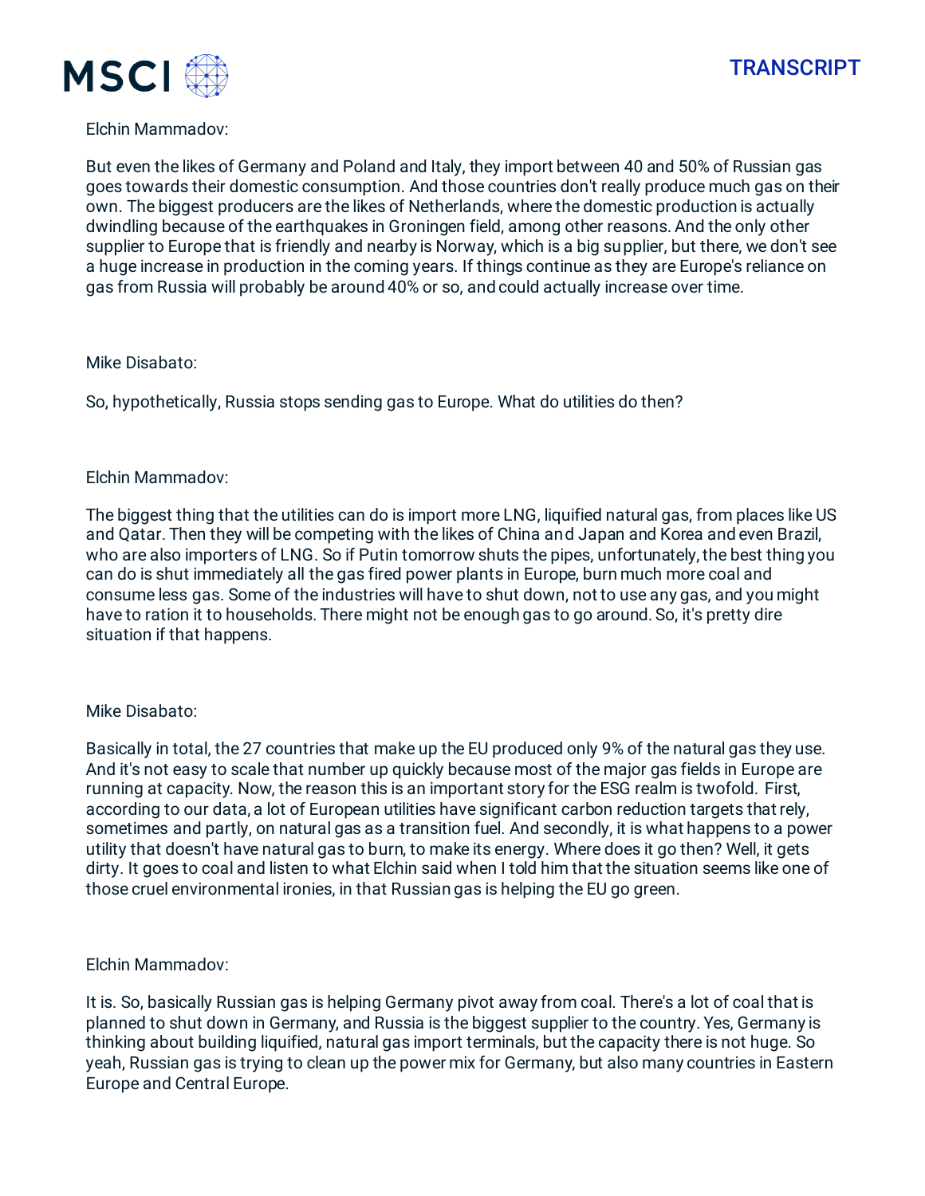Elchin Mammadov:

But even the likes of Germany and Poland and Italy, they import between 40 and 50% of Russian gas goes towards their domestic consumption. And those countries don't really produce much gas on their own. The biggest producers are the likes of Netherlands, where the domestic production is actually dwindling because of the earthquakes in Groningen field, among other reasons. And the only other supplier to Europe that is friendly and nearby is Norway, which is a big supplier, but there, we don't see a huge increase in production in the coming years. If things continue as they are Europe's reliance on gas from Russia will probably be around 40% or so, and could actually increase over time.

Mike Disabato:

So, hypothetically, Russia stops sending gas to Europe. What do utilities do then?

Elchin Mammadov:

The biggest thing that the utilities can do is import more LNG, liquified natural gas, from places like US and Qatar. Then they will be competing with the likes of China and Japan and Korea and even Brazil, who are also importers of LNG. So if Putin tomorrow shuts the pipes, unfortunately, the best thing you can do is shut immediately all the gas fired power plants in Europe, burn much more coal and consume less gas. Some of the industries will have to shut down, not to use any gas, and you might have to ration it to households. There might not be enough gas to go around. So, it's pretty dire situation if that happens.

Mike Disabato:

Basically in total, the 27 countries that make up the EU produced only 9% of the natural gas they use. And it's not easy to scale that number up quickly because most of the major gas fields in Europe are running at capacity. Now, the reason this is an important story for the ESG realm is twofold. First, according to our data, a lot of European utilities have significant carbon reduction targets that rely, sometimes and partly, on natural gas as a transition fuel. And secondly, it is what happens to a power utility that doesn't have natural gas to burn, to make its energy. Where does it go then? Well, it gets dirty. It goes to coal and listen to what Elchin said when I told him that the situation seems like one of those cruel environmental ironies, in that Russian gas is helping the EU go green.

Elchin Mammadov:

It is. So, basically Russian gas is helping Germany pivot away from coal. There's a lot of coal that is planned to shut down in Germany, and Russia is the biggest supplier to the country. Yes, Germany is thinking about building liquified, natural gas import terminals, but the capacity there is not huge. So yeah, Russian gas is trying to clean up the power mix for Germany, but also many countries in Eastern Europe and Central Europe.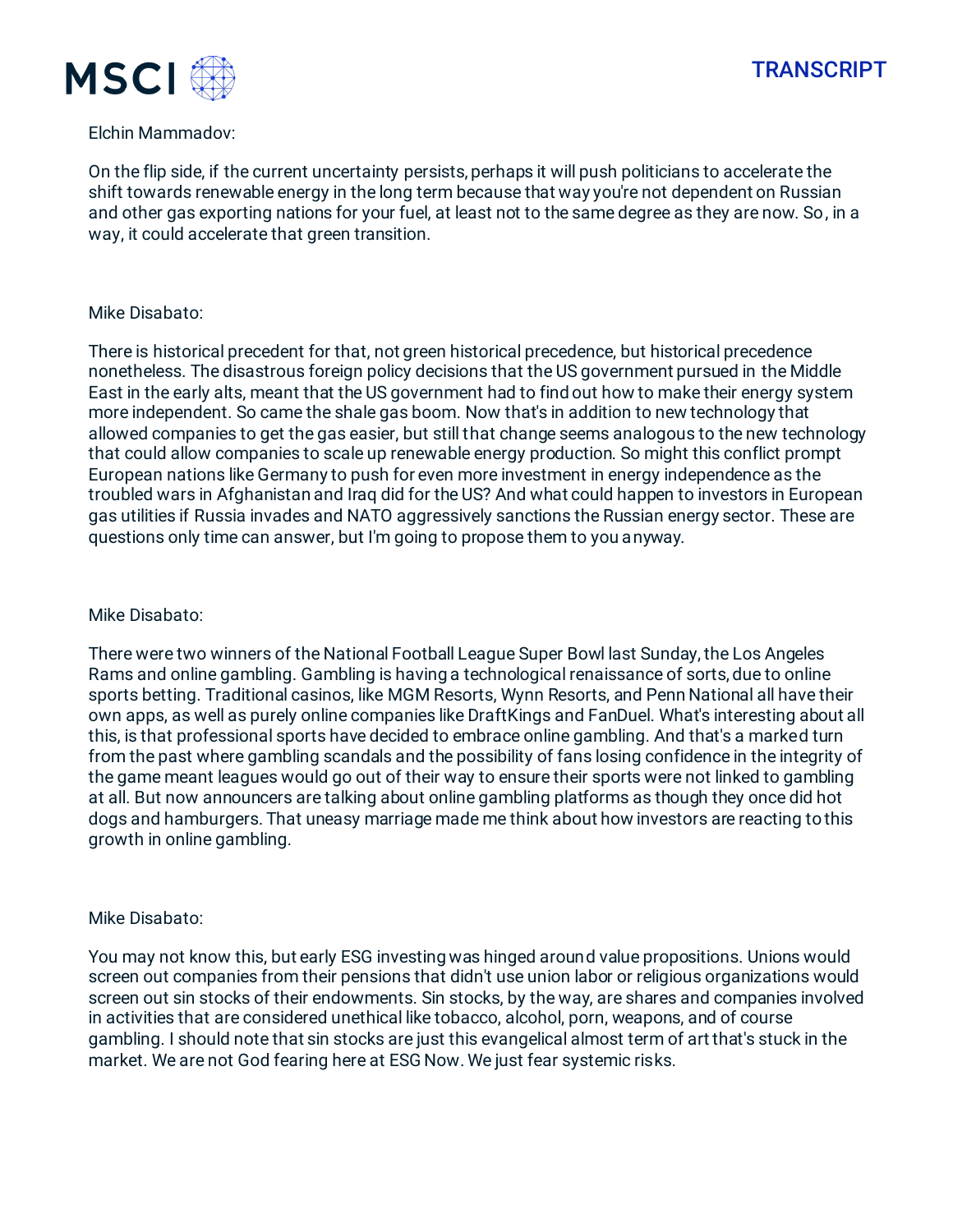Elchin Mammadov:

On the flip side, if the current uncertainty persists, perhaps it will push politicians to accelerate the shift towards renewable energy in the long term because that way you're not dependent on Russian and other gas exporting nations for your fuel, at least not to the same degree as they are now. So, in a way, it could accelerate that green transition.

Mike Disabato:

There is historical precedent for that, not green historical precedence, but historical precedence nonetheless. The disastrous foreign policy decisions that the US government pursued in the Middle East in the early alts, meant that the US government had to find out how to make their energy system more independent. So came the shale gas boom. Now that's in addition to new technology that allowed companies to get the gas easier, but still that change seems analogous to the new technology that could allow companies to scale up renewable energy production. So might this conflict prompt European nations like Germany to push for even more investment in energy independence as the troubled wars in Afghanistan and Iraq did for the US? And what could happen to investors in European gas utilities if Russia invades and NATO aggressively sanctions the Russian energy sector. These are questions only time can answer, but I'm going to propose them to you anyway.

Mike Disabato:

There were two winners of the National Football League Super Bowl last Sunday, the Los Angeles Rams and online gambling. Gambling is having a technological renaissance of sorts, due to online sports betting. Traditional casinos, like MGM Resorts, Wynn Resorts, and Penn National all have their own apps, as well as purely online companies like DraftKings and FanDuel. What's interesting about all this, is that professional sports have decided to embrace online gambling. And that's a marked turn from the past where gambling scandals and the possibility of fans losing confidence in the integrity of the game meant leagues would go out of their way to ensure their sports were not linked to gambling at all. But now announcers are talking about online gambling platforms as though they once did hot dogs and hamburgers. That uneasy marriage made me think about how investors are reacting to this growth in online gambling.

Mike Disabato:

You may not know this, but early ESG investing was hinged around value propositions. Unions would screen out companies from their pensions that didn't use union labor or religious organizations would screen out sin stocks of their endowments. Sin stocks, by the way, are shares and companies involved in activities that are considered unethical like tobacco, alcohol, porn, weapons, and of course gambling. I should note that sin stocks are just this evangelical almost term of art that's stuck in the market. We are not God fearing here at ESG Now. We just fear systemic risks.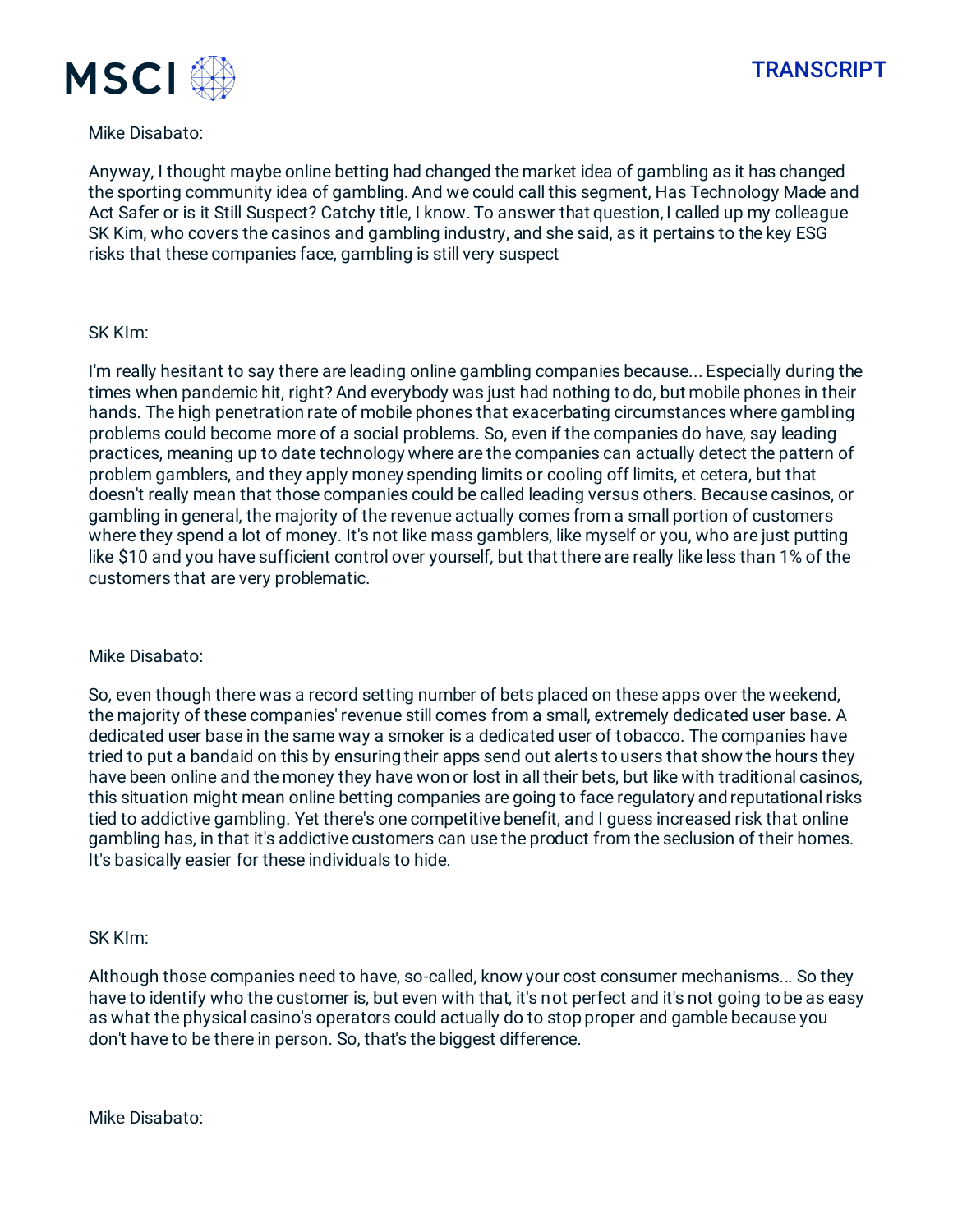Mike Disabato:

Anyway, I thought maybe online betting had changed the market idea of gambling as it has changed the sporting community idea of gambling. And we could call this segment, Has Technology Made and Act Safer or is it Still Suspect? Catchy title, I know. To answer that question, I called up my colleague SK Kim, who covers the casinos and gambling industry, and she said, as it pertains to the key ESG risks that these companies face, gambling is still very suspect

SK KIm:

I'm really hesitant to say there are leading online gambling companies because... Especially during the times when pandemic hit, right? And everybody was just had nothing to do, but mobile phones in their hands. The high penetration rate of mobile phones that exacerbating circumstances where gambling problems could become more of a social problems. So, even if the companies do have, say leading practices, meaning up to date technology where are the companies can actually detect the pattern of problem gamblers, and they apply money spending limits or cooling off limits, et cetera, but that doesn't really mean that those companies could be called leading versus others. Because casinos, or gambling in general, the majority of the revenue actually comes from a small portion of customers where they spend a lot of money. It's not like mass gamblers, like myself or you, who are just putting like $10 and you have sufficient control over yourself, but that there are really like less than 1% of the customers that are very problematic.

Mike Disabato:

So, even though there was a record setting number of bets placed on these apps over the weekend, the majority of these companies' revenue still comes from a small, extremely dedicated user base. A dedicated user base in the same way a smoker is a dedicated user of tobacco. The companies have tried to put a bandaid on this by ensuring their apps send out alerts to users that show the hours they have been online and the money they have won or lost in all their bets, but like with traditional casinos, this situation might mean online betting companies are going to face regulatory and reputational risks tied to addictive gambling. Yet there's one competitive benefit, and I guess increased risk that online gambling has, in that it's addictive customers can use the product from the seclusion of their homes. It's basically easier for these individuals to hide.

SK KIm:

Although those companies need to have, so-called, know your cost consumer mechanisms... So they have to identify who the customer is, but even with that, it's not perfect and it's not going to be as easy as what the physical casino's operators could actually do to stop proper and gamble because you don't have to be there in person. So, that's the biggest difference.

Mike Disabato: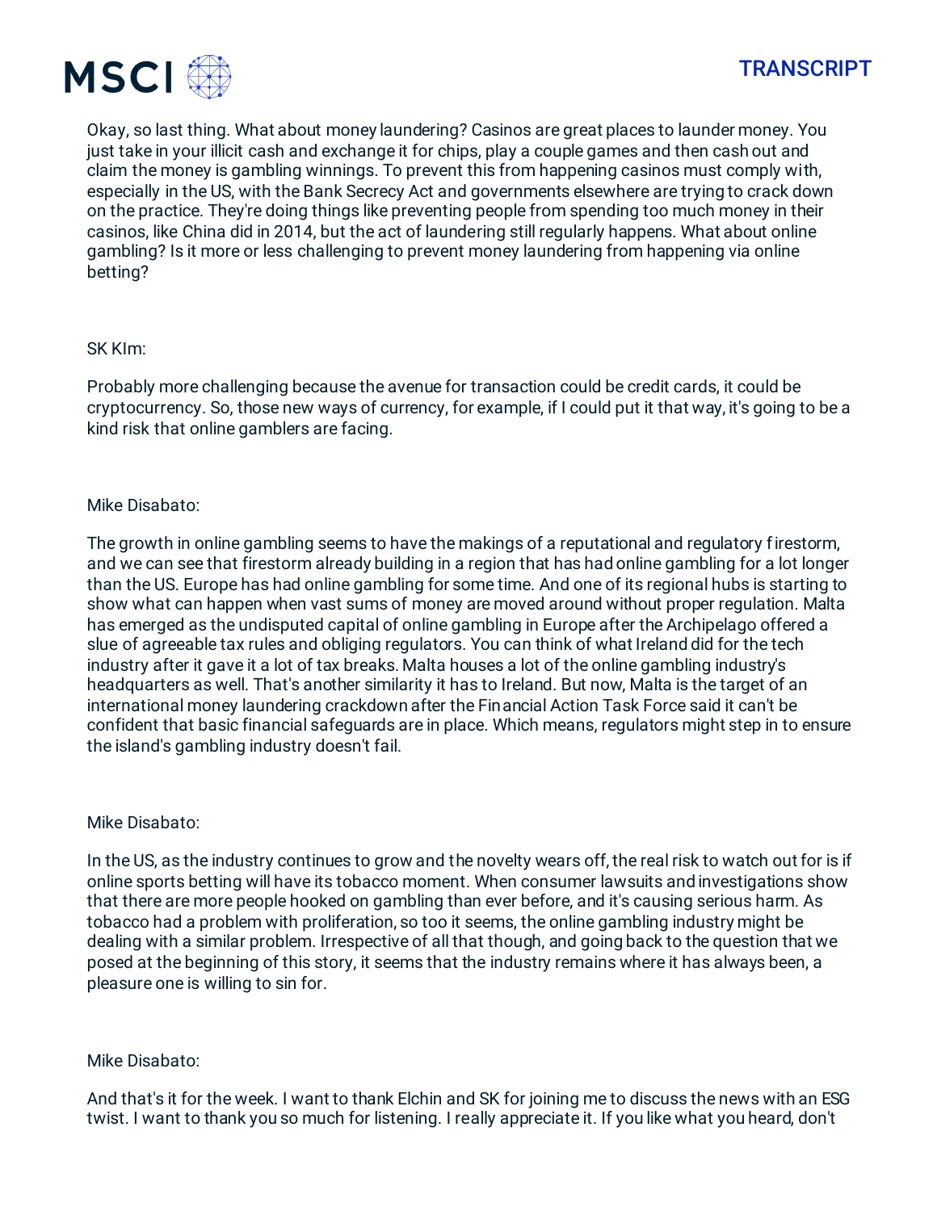Okay, so last thing. What about money laundering? Casinos are great places to launder money. You just take in your illicit cash and exchange it for chips, play a couple games and then cash out and claim the money is gambling winnings. To prevent this from happening casinos must comply with, especially in the US, with the Bank Secrecy Act and governments elsewhere are trying to crack down on the practice. They're doing things like preventing people from spending too much money in their casinos, like China did in 2014, but the act of laundering still regularly happens. What about online gambling? Is it more or less challenging to prevent money laundering from happening via online betting?

SK KIm:

Probably more challenging because the avenue for transaction could be credit cards, it could be cryptocurrency. So, those new ways of currency, for example, if I could put it that way, it's going to be a kind risk that online gamblers are facing.

Mike Disabato:

The growth in online gambling seems to have the makings of a reputational and regulatory firestorm, and we can see that firestorm already building in a region that has had online gambling for a lot longer than the US. Europe has had online gambling for some time. And one of its regional hubs is starting to show what can happen when vast sums of money are moved around without proper regulation. Malta has emerged as the undisputed capital of online gambling in Europe after the Archipelago offered a slue of agreeable tax rules and obliging regulators. You can think of what Ireland did for the tech industry after it gave it a lot of tax breaks. Malta houses a lot of the online gambling industry's headquarters as well. That's another similarity it has to Ireland. But now, Malta is the target of an international money laundering crackdown after the Financial Action Task Force said it can't be confident that basic financial safeguards are in place. Which means, regulators might step in to ensure the island's gambling industry doesn't fail.

Mike Disabato:

In the US, as the industry continues to grow and the novelty wears off, the real risk to watch out for is if online sports betting will have its tobacco moment. When consumer lawsuits and investigations show that there are more people hooked on gambling than ever before, and it's causing serious harm. As tobacco had a problem with proliferation, so too it seems, the online gambling industry might be dealing with a similar problem. Irrespective of all that though, and going back to the question that we posed at the beginning of this story, it seems that the industry remains where it has always been, a pleasure one is willing to sin for.

Mike Disabato:

And that's it for the week. I want to thank Elchin and SK for joining me to discuss the news with an ESG twist. I want to thank you so much for listening. I really appreciate it. If you like what you heard, don't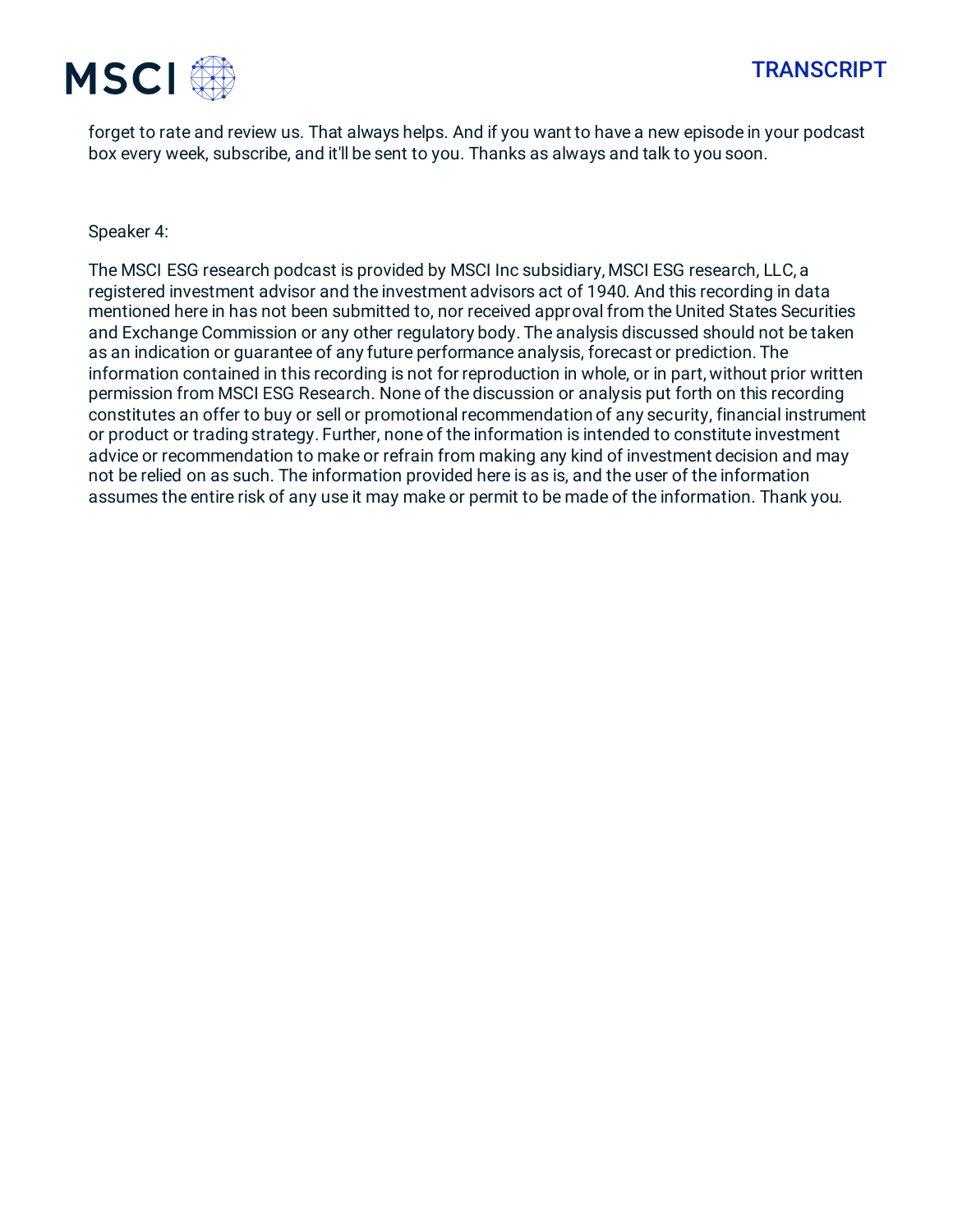forget to rate and review us. That always helps. And if you want to have a new episode in your podcast box every week, subscribe, and it'll be sent to you. Thanks as always and talk to you soon.

Speaker 4:

The MSCI ESG research podcast is provided by MSCI Inc subsidiary, MSCI ESG research, LLC, a registered investment advisor and the investment advisors act of 1940. And this recording in data mentioned here in has not been submitted to, nor received approval from the United States Securities and Exchange Commission or any other regulatory body. The analysis discussed should not be taken as an indication or guarantee of any future performance analysis, forecast or prediction. The information contained in this recording is not for reproduction in whole, or in part, without prior written permission from MSCI ESG Research. None of the discussion or analysis put forth on this recording constitutes an offer to buy or sell or promotional recommendation of any security, financial instrument or product or trading strategy. Further, none of the information is intended to constitute investment advice or recommendation to make or refrain from making any kind of investment decision and may not be relied on as such. The information provided here is as is, and the user of the information assumes the entire risk of any use it may make or permit to be made of the information. Thank you.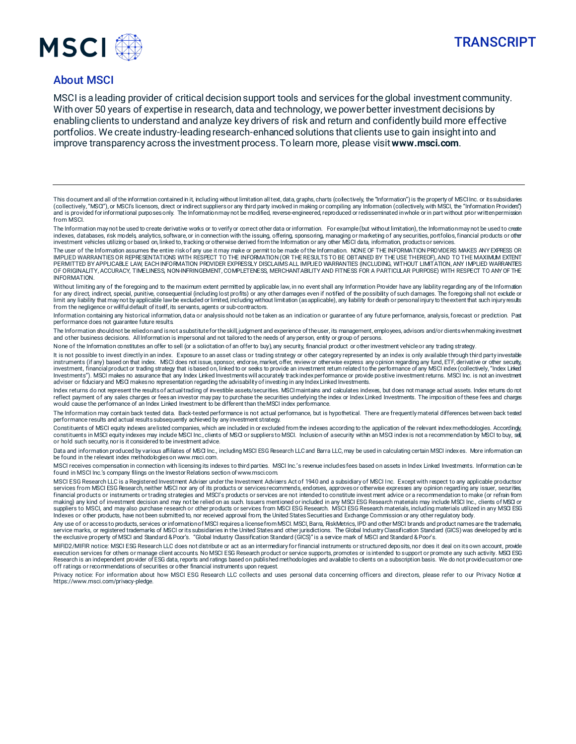## About MSCI

MSCI is a leading provider of critical decision support tools and services for the global investment community. With over 50 years of expertise in research, data and technology, we power better investment decisions by enabling clients to understand and analyze key drivers of risk and return and confidently build more effective portfolios. We create industry-leading research-enhanced solutions that clients use to gain insight into and improve transparency across the investment process. To learn more, please visit **www.msci.com**.

---

This document and all of the information contained in it, including without limitation all text, data, graphs, charts (collectively, the "Information") is the property of MSCI Inc. or its subsidiaries (collectively, "MSCI"), or MSCI's licensors, direct or indirect suppliers or any third party involved in making or compiling any Information (collectively, with MSCI, the "Information Providers") and is provided for informational purposes only. The Information may not be modified, reverse-engineered, reproduced or redisseminated in whole or in part without prior written permission from MSCI.

The Information may not be used to create derivative works or to verify or correct other data or information. For example (but without limitation), the Information may not be used to create indexes, databases, risk models, analytics, software, or in connection with the issuing, offering, sponsoring, managing or marketing of any securities, portfolios, financial products or other investment vehicles utilizing or based on, linked to, tracking or otherwise derived from the Information or any other MSCI data, information, products or services.

The user of the Information assumes the entire risk of any use it may make or permit to be made of the Information. NONE OF THE INFORMATION PROVIDERS MAKES ANY EXPRESS OR IMPLIED WARRANTIES OR REPRESENTATIONS WITH RESPECT TO THE INFORMATION (OR THE RESULTS TO BE OBTAINED BY THE USE THEREOF), AND TO THE MAXIMUM EXTENT PERMITTED BY APPLICABLE LAW, EACH INFORMATION PROVIDER EXPRESSLY DISCLAIMS ALL IMPLIED WARRANTIES (INCLUDING, WITHOUT LIMITATION, ANY IMPLIED WARRANTIES OF ORIGINALITY, ACCURACY, TIMELINESS, NON-INFRINGEMENT, COMPLETENESS, MERCHANTABILITY AND FITNESS FOR A PARTICULAR PURPOSE) WITH RESPECT TO ANY OF THE INFORMATION.

Without limiting any of the foregoing and to the maximum extent permitted by applicable law, in no event shall any Information Provider have any liability regarding any of the Information for any direct, indirect, special, punitive, consequential (including lost profits) or any other damages even if notified of the possibility of such damages. The foregoing shall not exclude or limit any liability that may not by applicable law be excluded or limited, including without limitation (as applicable), any liability for death or personal injury to the extent that such injury results from the negligence or willful default of itself, its servants, agents or sub-contractors.

Information containing any historical information, data or analysis should not be taken as an indication or guarantee of any future performance, analysis, forecast or prediction. Past performance does not guarantee future results.

The Information should not be relied on and is not a substitute for the skill, judgment and experience of the user, its management, employees, advisors and/or clients when making investment and other business decisions. All Information is impersonal and not tailored to the needs of any person, entity or group of persons.

None of the Information constitutes an offer to sell (or a solicitation of an offer to buy), any security, financial product or other investment vehicle or any trading strategy.

It is not possible to invest directly in an index. Exposure to an asset class or trading strategy or other category represented by an index is only available through third party investable instruments (if any) based on that index. MSCI does not issue, sponsor, endorse, market, offer, review or otherwise express any opinion regarding any fund, ETF, derivative or other security, investment, financial product or trading strategy that is based on, linked to or seeks to provide an investment return related to the performance of any MSCI index (collectively, "Index Linked Investments"). MSCI makes no assurance that any Index Linked Investments will accurately track index performance or provide positive investment returns. MSCI Inc. is not an investment adviser or fiduciary and MSCI makes no representation regarding the advisability of investing in any Index Linked Investments.

Index returns do not represent the results of actual trading of investible assets/securities. MSCI maintains and calculates indexes, but does not manage actual assets. Index returns do not reflect payment of any sales charges or fees an investor may pay to purchase the securities underlying the index or Index Linked Investments. The imposition of these fees and charges would cause the performance of an Index Linked Investment to be different than the MSCI index performance.

The Information may contain back tested data. Back-tested performance is not actual performance, but is hypothetical. There are frequently material differences between back tested performance results and actual results subsequently achieved by any investment strategy.

Constituents of MSCI equity indexes are listed companies, which are included in or excluded from the indexes according to the application of the relevant index methodologies. Accordingly, constituents in MSCI equity indexes may include MSCI Inc., clients of MSCI or suppliers to MSCI. Inclusion of a security within an MSCI index is not a recommendation by MSCI to buy, sell, or hold such security, nor is it considered to be investment advice.

Data and information produced by various affiliates of MSCI Inc., including MSCI ESG Research LLC and Barra LLC, may be used in calculating certain MSCI indexes. More information can be found in the relevant index methodologies on www.msci.com.

MSCI receives compensation in connection with licensing its indexes to third parties. MSCI Inc.'s revenue includes fees based on assets in Index Linked Investments. Information can be found in MSCI Inc.'s company filings on the Investor Relations section of www.msci.com.

MSCI ESG Research LLC is a Registered Investment Adviser under the Investment Advisers Act of 1940 and a subsidiary of MSCI Inc. Except with respect to any applicable products or services from MSCI ESG Research, neither MSCI nor any of its products or services recommends, endorses, approves or otherwise expresses any opinion regarding any issuer, securities, financial products or instruments or trading strategies and MSCI's products or services are not intended to constitute investment advice or a recommendation to make (or refrain from making) any kind of investment decision and may not be relied on as such. Issuers mentioned or included in any MSCI ESG Research materials may include MSCI Inc., clients of MSCI or suppliers to MSCI, and may also purchase research or other products or services from MSCI ESG Research. MSCI ESG Research materials, including materials utilized in any MSCI ESG Indexes or other products, have not been submitted to, nor received approval from, the United States Securities and Exchange Commission or any other regulatory body.

Any use of or access to products, services or information of MSCI requires a license from MSCI. MSCI, Barra, RiskMetrics, IPD and other MSCI brands and product names are the trademarks, service marks, or registered trademarks of MSCI or its subsidiaries in the United States and other jurisdictions. The Global Industry Classification Standard (GICS) was developed by and is the exclusive property of MSCI and Standard & Poor's. "Global Industry Classification Standard (GICS)" is a service mark of MSCI and Standard & Poor's.

MIFID2/MIFIR notice: MSCI ESG Research LLC does not distribute or act as an intermediary for financial instruments or structured deposits, nor does it deal on its own account, provide execution services for others or manage client accounts. No MSCI ESG Research product or service supports, promotes or is intended to support or promote any such activity. MSCI ESG Research is an independent provider of ESG data, reports and ratings based on published methodologies and available to clients on a subscription basis. We do not provide custom or one-off ratings or recommendations of securities or other financial instruments upon request.

Privacy notice: For information about how MSCI ESG Research LLC collects and uses personal data concerning officers and directors, please refer to our Privacy Notice at https://www.msci.com/privacy-pledge.